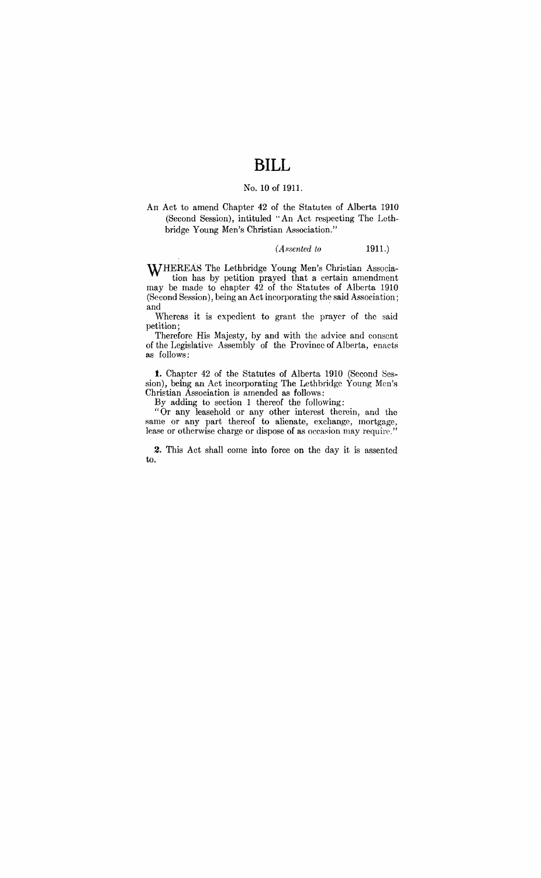# BILL

No. 10 of 1911.

An Act to amend Chapter 42 of the Statutes of Alberta 1910 (Second Session), intituled "An Act respecting The Lethbridge Young Men's Christian Association."

*(Assented to 1911.)*

WHEREAS The Lethbridge Young Men's Christian Association has by petition prayed that a certain amendment may be made to chapter 42 of the Statutes of Alberta 1910 (Second Session), being an Act incorporating the said Association; and

Whereas it is expedient to grant the prayer of the said petition;

Therefore His Majesty, by and with the advice and consent of the Legislative Assembly of the Province of Alberta, enacts as follows:

**1.** Chapter 42 of the Statutes of Alberta 1910 (Second Session), being an Act incorporating The Lethbridge Young Men's Christian Association is amended as follows:

By adding to section 1 thereof the following:

"Or any leasehold or any other interest therein, and the same or any part thereof to alienate, exchange, mortgage, lease or otherwise charge or dispose of as occasion may require."

**2.** This Act shall come into force on the day it is assented to.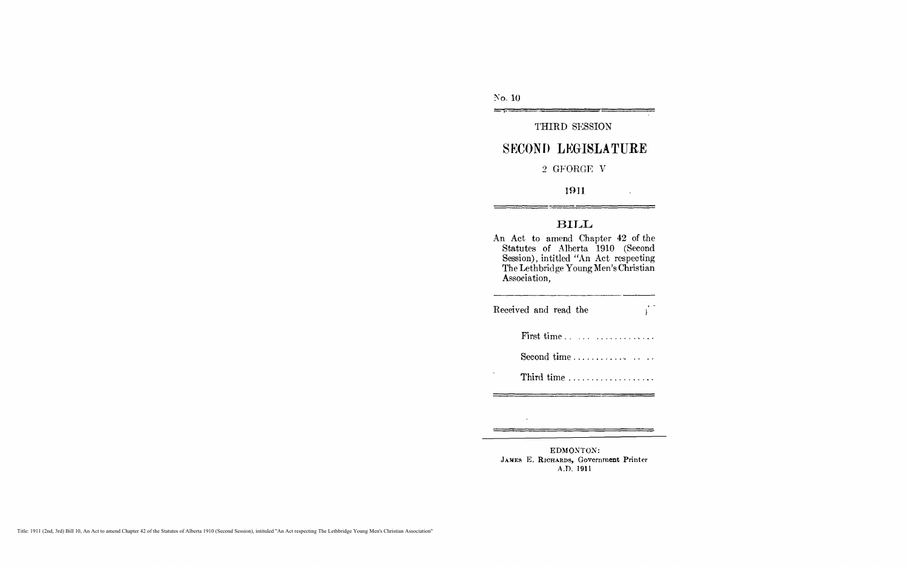No. 10

THIRD SESSION

# SECOND LEGISLATURE

2 GEORGE V

1911

## BILL

An Act to amend Chapter 42 of the Statutes of Alberta 1910 (Second Session), intitled "An Act respecting The Lethbridge Young Men's Christian Association,

Received and read the

First time . . . . . . . . . . . . . . . . .

Second time . . . . . . . . . . . . . . . .

Third time . . . . . . . . . . . . . . . . .

EDMONTON:
JAMES E. RICHARDS, Government Printer
A.D. 1911

Title: 1911 (2nd, 3rd) Bill 10, An Act to amend Chapter 42 of the Statutes of Alberta 1910 (Second Session), intituled "An Act respecting The Lethbridge Young Men's Christian Association"